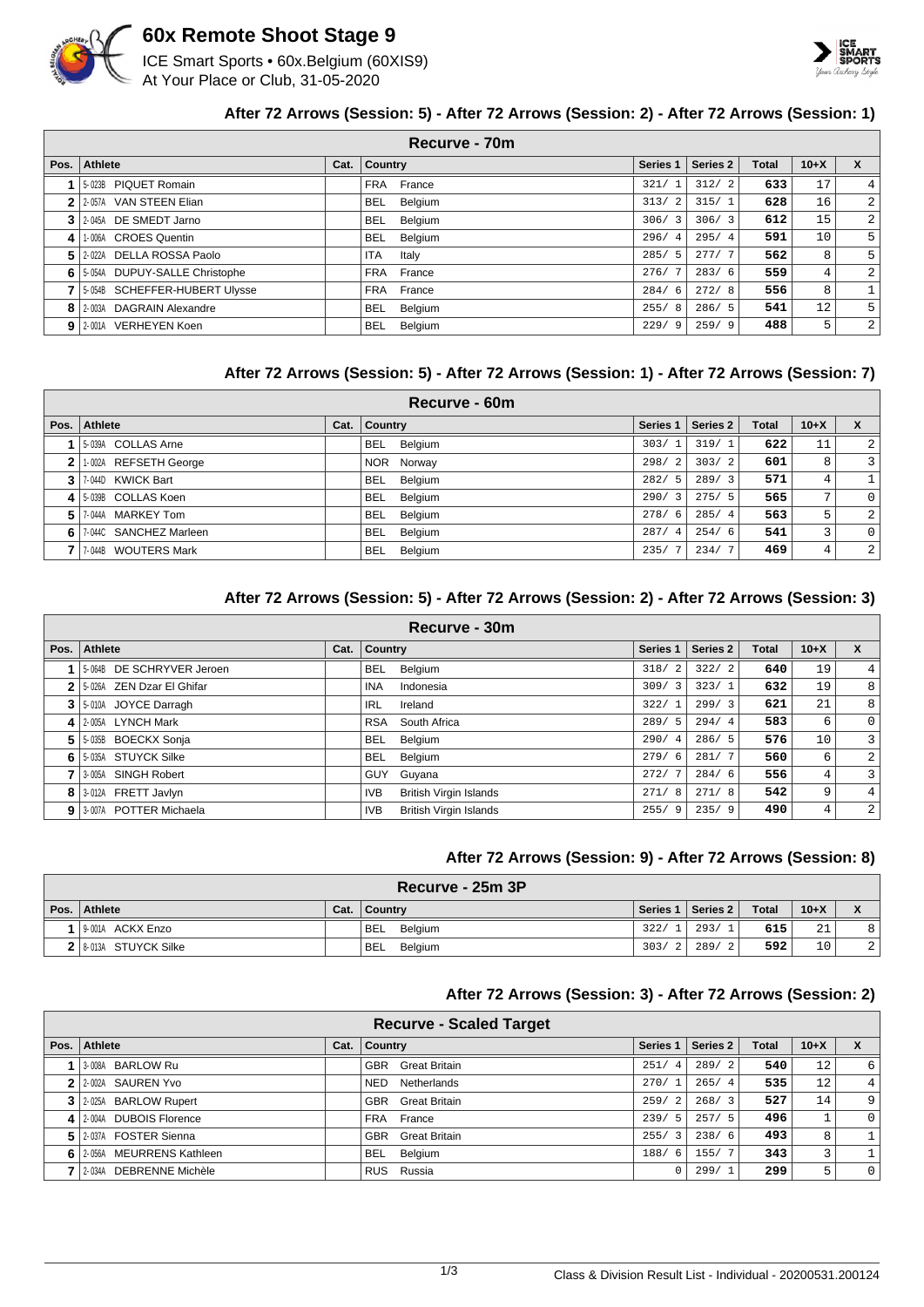# 60x Remote Shoot Stage 9

ICE Smart Sports • 60x.Belgium (60XIS9)
At Your Place or Club, 31-05-2020

### After 72 Arrows (Session: 5) - After 72 Arrows (Session: 2) - After 72 Arrows (Session: 1)

**Recurve - 70m**

| Pos. | Athlete | Cat. | Country | Series 1 | Series 2 | Total | 10+X | X |
|---|---|---|---|---|---|---|---|---|
| 1 | 5-023B PIQUET Romain | | FRA France | 321/ 1 | 312/ 2 | 633 | 17 | 4 |
| 2 | 2-057A VAN STEEN Elian | | BEL Belgium | 313/ 2 | 315/ 1 | 628 | 16 | 2 |
| 3 | 2-045A DE SMEDT Jarno | | BEL Belgium | 306/ 3 | 306/ 3 | 612 | 15 | 2 |
| 4 | 1-006A CROES Quentin | | BEL Belgium | 296/ 4 | 295/ 4 | 591 | 10 | 5 |
| 5 | 2-022A DELLA ROSSA Paolo | | ITA Italy | 285/ 5 | 277/ 7 | 562 | 8 | 5 |
| 6 | 5-054A DUPUY-SALLE Christophe | | FRA France | 276/ 7 | 283/ 6 | 559 | 4 | 2 |
| 7 | 5-054B SCHEFFER-HUBERT Ulysse | | FRA France | 284/ 6 | 272/ 8 | 556 | 8 | 1 |
| 8 | 2-003A DAGRAIN Alexandre | | BEL Belgium | 255/ 8 | 286/ 5 | 541 | 12 | 5 |
| 9 | 2-001A VERHEYEN Koen | | BEL Belgium | 229/ 9 | 259/ 9 | 488 | 5 | 2 |

### After 72 Arrows (Session: 5) - After 72 Arrows (Session: 1) - After 72 Arrows (Session: 7)

**Recurve - 60m**

| Pos. | Athlete | Cat. | Country | Series 1 | Series 2 | Total | 10+X | X |
|---|---|---|---|---|---|---|---|---|
| 1 | 5-039A COLLAS Arne | | BEL Belgium | 303/ 1 | 319/ 1 | 622 | 11 | 2 |
| 2 | 1-002A REFSETH George | | NOR Norway | 298/ 2 | 303/ 2 | 601 | 8 | 3 |
| 3 | 7-044D KWICK Bart | | BEL Belgium | 282/ 5 | 289/ 3 | 571 | 4 | 1 |
| 4 | 5-039B COLLAS Koen | | BEL Belgium | 290/ 3 | 275/ 5 | 565 | 7 | 0 |
| 5 | 7-044A MARKEY Tom | | BEL Belgium | 278/ 6 | 285/ 4 | 563 | 5 | 2 |
| 6 | 7-044C SANCHEZ Marleen | | BEL Belgium | 287/ 4 | 254/ 6 | 541 | 3 | 0 |
| 7 | 7-044B WOUTERS Mark | | BEL Belgium | 235/ 7 | 234/ 7 | 469 | 4 | 2 |

### After 72 Arrows (Session: 5) - After 72 Arrows (Session: 2) - After 72 Arrows (Session: 3)

**Recurve - 30m**

| Pos. | Athlete | Cat. | Country | Series 1 | Series 2 | Total | 10+X | X |
|---|---|---|---|---|---|---|---|---|
| 1 | 5-064B DE SCHRYVER Jeroen | | BEL Belgium | 318/ 2 | 322/ 2 | 640 | 19 | 4 |
| 2 | 5-026A ZEN Dzar El Ghifar | | INA Indonesia | 309/ 3 | 323/ 1 | 632 | 19 | 8 |
| 3 | 5-010A JOYCE Darragh | | IRL Ireland | 322/ 1 | 299/ 3 | 621 | 21 | 8 |
| 4 | 2-005A LYNCH Mark | | RSA South Africa | 289/ 5 | 294/ 4 | 583 | 6 | 0 |
| 5 | 5-035B BOECKX Sonja | | BEL Belgium | 290/ 4 | 286/ 5 | 576 | 10 | 3 |
| 6 | 5-035A STUYCK Silke | | BEL Belgium | 279/ 6 | 281/ 7 | 560 | 6 | 2 |
| 7 | 3-005A SINGH Robert | | GUY Guyana | 272/ 7 | 284/ 6 | 556 | 4 | 3 |
| 8 | 3-012A FRETT Javlyn | | IVB British Virgin Islands | 271/ 8 | 271/ 8 | 542 | 9 | 4 |
| 9 | 3-007A POTTER Michaela | | IVB British Virgin Islands | 255/ 9 | 235/ 9 | 490 | 4 | 2 |

### After 72 Arrows (Session: 9) - After 72 Arrows (Session: 8)

**Recurve - 25m 3P**

| Pos. | Athlete | Cat. | Country | Series 1 | Series 2 | Total | 10+X | X |
|---|---|---|---|---|---|---|---|---|
| 1 | 9-001A ACKX Enzo | | BEL Belgium | 322/ 1 | 293/ 1 | 615 | 21 | 8 |
| 2 | 8-013A STUYCK Silke | | BEL Belgium | 303/ 2 | 289/ 2 | 592 | 10 | 2 |

### After 72 Arrows (Session: 3) - After 72 Arrows (Session: 2)

**Recurve - Scaled Target**

| Pos. | Athlete | Cat. | Country | Series 1 | Series 2 | Total | 10+X | X |
|---|---|---|---|---|---|---|---|---|
| 1 | 3-008A BARLOW Ru | | GBR Great Britain | 251/ 4 | 289/ 2 | 540 | 12 | 6 |
| 2 | 2-002A SAUREN Yvo | | NED Netherlands | 270/ 1 | 265/ 4 | 535 | 12 | 4 |
| 3 | 2-025A BARLOW Rupert | | GBR Great Britain | 259/ 2 | 268/ 3 | 527 | 14 | 9 |
| 4 | 2-004A DUBOIS Florence | | FRA France | 239/ 5 | 257/ 5 | 496 | 1 | 0 |
| 5 | 2-037A FOSTER Sienna | | GBR Great Britain | 255/ 3 | 238/ 6 | 493 | 8 | 1 |
| 6 | 2-056A MEURRENS Kathleen | | BEL Belgium | 188/ 6 | 155/ 7 | 343 | 3 | 1 |
| 7 | 2-034A DEBRENNE Michèle | | RUS Russia | 0 | 299/ 1 | 299 | 5 | 0 |

Class & Division Result List - Individual - 20200531.200124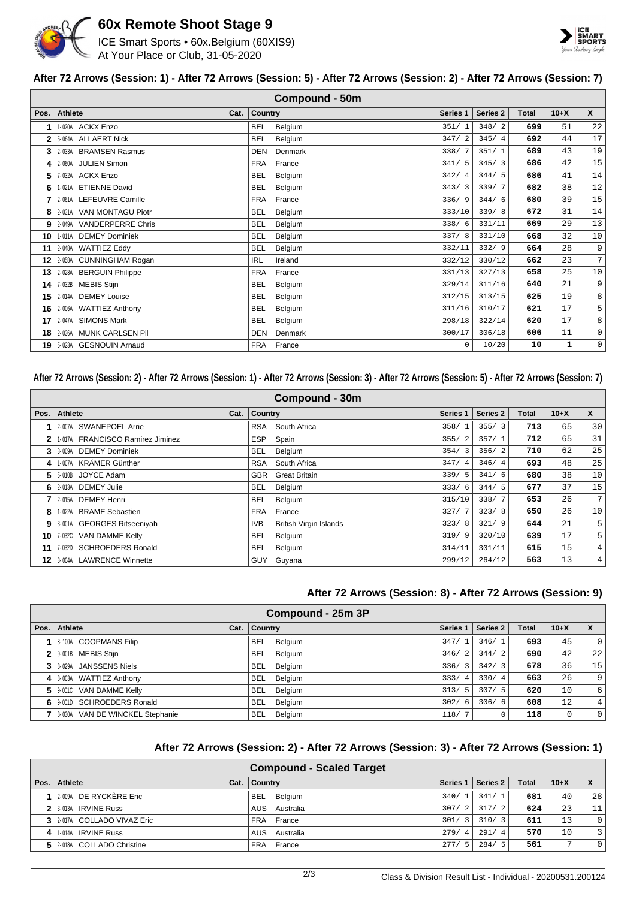# 60x Remote Shoot Stage 9

ICE Smart Sports • 60x.Belgium (60XIS9)
At Your Place or Club, 31-05-2020

### After 72 Arrows (Session: 1) - After 72 Arrows (Session: 5) - After 72 Arrows (Session: 2) - After 72 Arrows (Session: 7)

**Compound - 50m**

| Pos. | Athlete | Cat. | Country | Series 1 | Series 2 | Total | 10+X | X |
|---|---|---|---|---|---|---|---|---|
| 1 | 1-020A ACKX Enzo | | BEL Belgium | 351/ 1 | 348/ 2 | 699 | 51 | 22 |
| 2 | 5-064A ALLAERT Nick | | BEL Belgium | 347/ 2 | 345/ 4 | 692 | 44 | 17 |
| 3 | 2-033A BRAMSEN Rasmus | | DEN Denmark | 338/ 7 | 351/ 1 | 689 | 43 | 19 |
| 4 | 2-060A JULIEN Simon | | FRA France | 341/ 5 | 345/ 3 | 686 | 42 | 15 |
| 5 | 7-032A ACKX Enzo | | BEL Belgium | 342/ 4 | 344/ 5 | 686 | 41 | 14 |
| 6 | 1-021A ETIENNE David | | BEL Belgium | 343/ 3 | 339/ 7 | 682 | 38 | 12 |
| 7 | 2-061A LEFEUVRE Camille | | FRA France | 336/ 9 | 344/ 6 | 680 | 39 | 15 |
| 8 | 2-031A VAN MONTAGU Piotr | | BEL Belgium | 333/10 | 339/ 8 | 672 | 31 | 14 |
| 9 | 2-049A VANDERPERRE Chris | | BEL Belgium | 338/ 6 | 331/11 | 669 | 29 | 13 |
| 10 | 1-011A DEMEY Dominiek | | BEL Belgium | 337/ 8 | 331/10 | 668 | 32 | 10 |
| 11 | 2-048A WATTIEZ Eddy | | BEL Belgium | 332/11 | 332/ 9 | 664 | 28 | 9 |
| 12 | 2-058A CUNNINGHAM Rogan | | IRL Ireland | 332/12 | 330/12 | 662 | 23 | 7 |
| 13 | 2-028A BERGUIN Philippe | | FRA France | 331/13 | 327/13 | 658 | 25 | 10 |
| 14 | 7-032B MEBIS Stijn | | BEL Belgium | 329/14 | 311/16 | 640 | 21 | 9 |
| 15 | 2-014A DEMEY Louise | | BEL Belgium | 312/15 | 313/15 | 625 | 19 | 8 |
| 16 | 2-006A WATTIEZ Anthony | | BEL Belgium | 311/16 | 310/17 | 621 | 17 | 5 |
| 17 | 2-047A SIMONS Mark | | BEL Belgium | 298/18 | 322/14 | 620 | 17 | 8 |
| 18 | 2-036A MUNK CARLSEN Pil | | DEN Denmark | 300/17 | 306/18 | 606 | 11 | 0 |
| 19 | 5-023A GESNOUIN Arnaud | | FRA France | 0 | 10/20 | 10 | 1 | 0 |

### After 72 Arrows (Session: 2) - After 72 Arrows (Session: 1) - After 72 Arrows (Session: 3) - After 72 Arrows (Session: 5) - After 72 Arrows (Session: 7)

**Compound - 30m**

| Pos. | Athlete | Cat. | Country | Series 1 | Series 2 | Total | 10+X | X |
|---|---|---|---|---|---|---|---|---|
| 1 | 2-007A SWANEPOEL Arrie | | RSA South Africa | 358/ 1 | 355/ 3 | 713 | 65 | 30 |
| 2 | 1-017A FRANCISCO Ramirez Jiminez | | ESP Spain | 355/ 2 | 357/ 1 | 712 | 65 | 31 |
| 3 | 3-009A DEMEY Dominiek | | BEL Belgium | 354/ 3 | 356/ 2 | 710 | 62 | 25 |
| 4 | 1-007A KRÄMER Günther | | RSA South Africa | 347/ 4 | 346/ 4 | 693 | 48 | 25 |
| 5 | 5-010B JOYCE Adam | | GBR Great Britain | 339/ 5 | 341/ 6 | 680 | 38 | 10 |
| 6 | 2-013A DEMEY Julie | | BEL Belgium | 333/ 6 | 344/ 5 | 677 | 37 | 15 |
| 7 | 2-015A DEMEY Henri | | BEL Belgium | 315/10 | 338/ 7 | 653 | 26 | 7 |
| 8 | 1-022A BRAME Sebastien | | FRA France | 327/ 7 | 323/ 8 | 650 | 26 | 10 |
| 9 | 3-001A GEORGES Ritseeniyah | | IVB British Virgin Islands | 323/ 8 | 321/ 9 | 644 | 21 | 5 |
| 10 | 7-032C VAN DAMME Kelly | | BEL Belgium | 319/ 9 | 320/10 | 639 | 17 | 5 |
| 11 | 7-032D SCHROEDERS Ronald | | BEL Belgium | 314/11 | 301/11 | 615 | 15 | 4 |
| 12 | 3-004A LAWRENCE Winnette | | GUY Guyana | 299/12 | 264/12 | 563 | 13 | 4 |

### After 72 Arrows (Session: 8) - After 72 Arrows (Session: 9)

**Compound - 25m 3P**

| Pos. | Athlete | Cat. | Country | Series 1 | Series 2 | Total | 10+X | X |
|---|---|---|---|---|---|---|---|---|
| 1 | 8-100A COOPMANS Filip | | BEL Belgium | 347/ 1 | 346/ 1 | 693 | 45 | 0 |
| 2 | 9-001B MEBIS Stijn | | BEL Belgium | 346/ 2 | 344/ 2 | 690 | 42 | 22 |
| 3 | 8-029A JANSSENS Niels | | BEL Belgium | 336/ 3 | 342/ 3 | 678 | 36 | 15 |
| 4 | 8-003A WATTIEZ Anthony | | BEL Belgium | 333/ 4 | 330/ 4 | 663 | 26 | 9 |
| 5 | 9-001C VAN DAMME Kelly | | BEL Belgium | 313/ 5 | 307/ 5 | 620 | 10 | 6 |
| 6 | 9-001D SCHROEDERS Ronald | | BEL Belgium | 302/ 6 | 306/ 6 | 608 | 12 | 4 |
| 7 | 8-030A VAN DE WINCKEL Stephanie | | BEL Belgium | 118/ 7 | 0 | 118 | 0 | 0 |

### After 72 Arrows (Session: 2) - After 72 Arrows (Session: 3) - After 72 Arrows (Session: 1)

**Compound - Scaled Target**

| Pos. | Athlete | Cat. | Country | Series 1 | Series 2 | Total | 10+X | X |
|---|---|---|---|---|---|---|---|---|
| 1 | 2-009A DE RYCKÈRE Eric | | BEL Belgium | 340/ 1 | 341/ 1 | 681 | 40 | 28 |
| 2 | 3-013A IRVINE Russ | | AUS Australia | 307/ 2 | 317/ 2 | 624 | 23 | 11 |
| 3 | 2-017A COLLADO VIVAZ Eric | | FRA France | 301/ 3 | 310/ 3 | 611 | 13 | 0 |
| 4 | 1-014A IRVINE Russ | | AUS Australia | 279/ 4 | 291/ 4 | 570 | 10 | 3 |
| 5 | 2-018A COLLADO Christine | | FRA France | 277/ 5 | 284/ 5 | 561 | 7 | 0 |

Class & Division Result List - Individual - 20200531.200124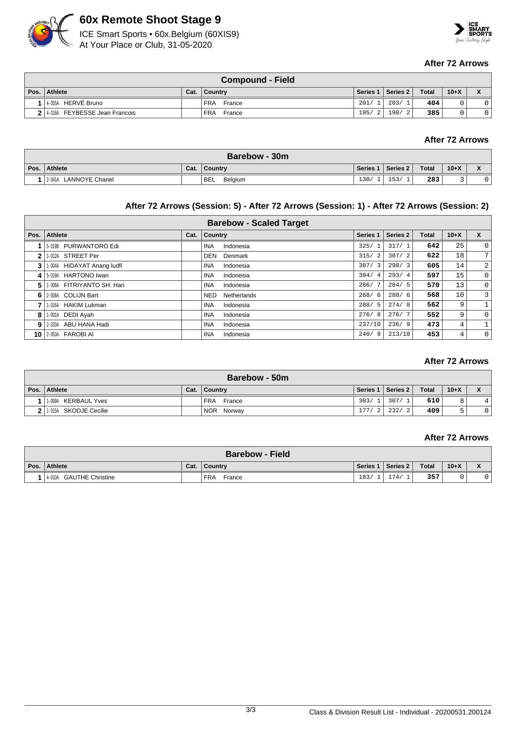# 60x Remote Shoot Stage 9

ICE Smart Sports • 60x.Belgium (60XIS9)
At Your Place or Club, 31-05-2020

### After 72 Arrows

**Compound - Field**

| Pos. | Athlete | Cat. | Country | Series 1 | Series 2 | Total | 10+X | X |
|---|---|---|---|---|---|---|---|---|
| 1 | 4-055A HERVÉ Bruno | | FRA France | 201/ 1 | 203/ 1 | 404 | 0 | 0 |
| 2 | 4-016A FEYBESSE Jean Francois | | FRA France | 195/ 2 | 190/ 2 | 385 | 0 | 0 |

### After 72 Arrows

**Barebow - 30m**

| Pos. | Athlete | Cat. | Country | Series 1 | Series 2 | Total | 10+X | X |
|---|---|---|---|---|---|---|---|---|
| 1 | 2-041A LANNOYE Chanel | | BEL Belgium | 130/ 1 | 153/ 1 | 283 | 3 | 0 |

### After 72 Arrows (Session: 5) - After 72 Arrows (Session: 1) - After 72 Arrows (Session: 2)

**Barebow - Scaled Target**

| Pos. | Athlete | Cat. | Country | Series 1 | Series 2 | Total | 10+X | X |
|---|---|---|---|---|---|---|---|---|
| 1 | 5-019B PURWANTORO Edi | | INA Indonesia | 325/ 1 | 317/ 1 | 642 | 25 | 0 |
| 2 | 1-012A STREET Per | | DEN Denmark | 315/ 2 | 307/ 2 | 622 | 18 | 7 |
| 3 | 1-004A HIDAYAT Anang ludfi | | INA Indonesia | 307/ 3 | 298/ 3 | 605 | 14 | 2 |
| 4 | 5-019A HARTONO Iwan | | INA Indonesia | 304/ 4 | 293/ 4 | 597 | 15 | 0 |
| 5 | 1-008A FITRIYANTO SH. Hari | | INA Indonesia | 286/ 7 | 284/ 5 | 570 | 13 | 0 |
| 6 | 2-008A COLIJN Bart | | NED Netherlands | 288/ 6 | 280/ 6 | 568 | 10 | 3 |
| 7 | 1-016A HAKIM Lukman | | INA Indonesia | 288/ 5 | 274/ 8 | 562 | 9 | 1 |
| 8 | 1-001A DEDI Ayah | | INA Indonesia | 276/ 8 | 276/ 7 | 552 | 9 | 0 |
| 9 | 2-020A ABU HANA Hadi | | INA Indonesia | 237/10 | 236/ 9 | 473 | 4 | 1 |
| 10 | 2-053A FAROBI Al | | INA Indonesia | 240/ 9 | 213/10 | 453 | 4 | 0 |

### After 72 Arrows

**Barebow - 50m**

| Pos. | Athlete | Cat. | Country | Series 1 | Series 2 | Total | 10+X | X |
|---|---|---|---|---|---|---|---|---|
| 1 | 1-009A KERBAUL Yves | | FRA France | 303/ 1 | 307/ 1 | 610 | 8 | 4 |
| 2 | 1-015A SKODJE Cecilie | | NOR Norway | 177/ 2 | 232/ 2 | 409 | 5 | 0 |

### After 72 Arrows

**Barebow - Field**

| Pos. | Athlete | Cat. | Country | Series 1 | Series 2 | Total | 10+X | X |
|---|---|---|---|---|---|---|---|---|
| 1 | 4-010A GAUTHE Christine | | FRA France | 183/ 1 | 174/ 1 | 357 | 0 | 0 |

Class & Division Result List - Individual - 20200531.200124